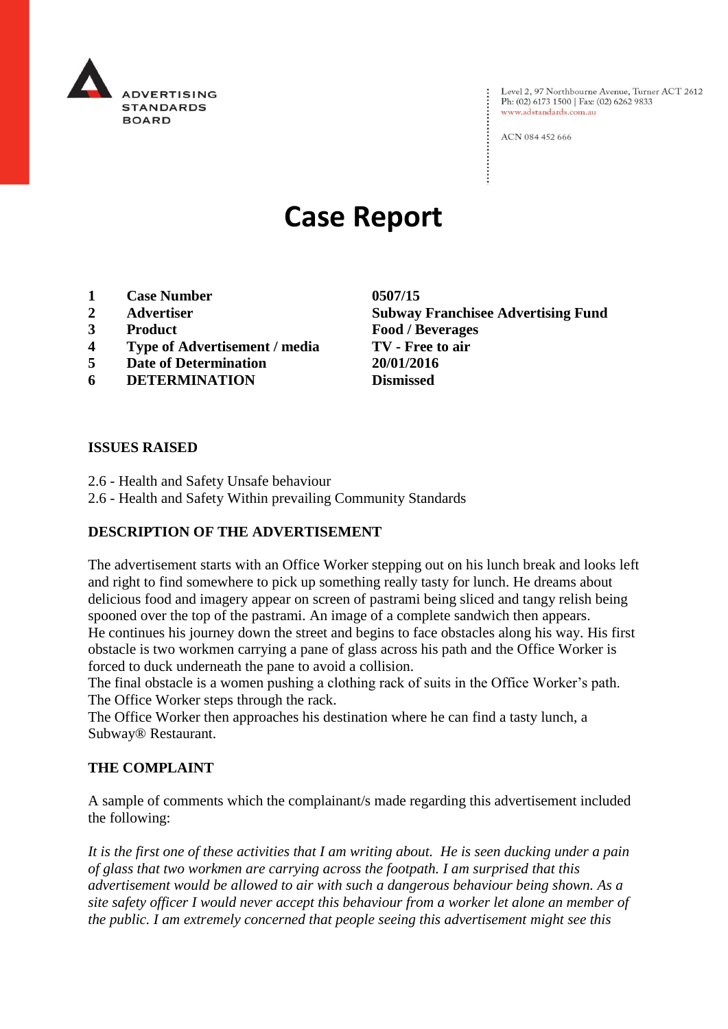ADVERTISING STANDARDS BOARD

Level 2, 97 Northbourne Avenue, Turner ACT 2612
Ph: (02) 6173 1500 | Fax: (02) 6262 9833
www.adstandards.com.au

ACN 084 452 666

# Case Report

| | | |
|---|---|---|
| 1 | **Case Number** | **0507/15** |
| 2 | **Advertiser** | **Subway Franchisee Advertising Fund** |
| 3 | **Product** | **Food / Beverages** |
| 4 | **Type of Advertisement / media** | **TV - Free to air** |
| 5 | **Date of Determination** | **20/01/2016** |
| 6 | **DETERMINATION** | **Dismissed** |

## ISSUES RAISED

2.6 - Health and Safety Unsafe behaviour
2.6 - Health and Safety Within prevailing Community Standards

## DESCRIPTION OF THE ADVERTISEMENT

The advertisement starts with an Office Worker stepping out on his lunch break and looks left and right to find somewhere to pick up something really tasty for lunch. He dreams about delicious food and imagery appear on screen of pastrami being sliced and tangy relish being spooned over the top of the pastrami. An image of a complete sandwich then appears.
He continues his journey down the street and begins to face obstacles along his way. His first obstacle is two workmen carrying a pane of glass across his path and the Office Worker is forced to duck underneath the pane to avoid a collision.
The final obstacle is a women pushing a clothing rack of suits in the Office Worker's path. The Office Worker steps through the rack.
The Office Worker then approaches his destination where he can find a tasty lunch, a Subway® Restaurant.

## THE COMPLAINT

A sample of comments which the complainant/s made regarding this advertisement included the following:

*It is the first one of these activities that I am writing about. He is seen ducking under a pain of glass that two workmen are carrying across the footpath. I am surprised that this advertisement would be allowed to air with such a dangerous behaviour being shown. As a site safety officer I would never accept this behaviour from a worker let alone an member of the public. I am extremely concerned that people seeing this advertisement might see this*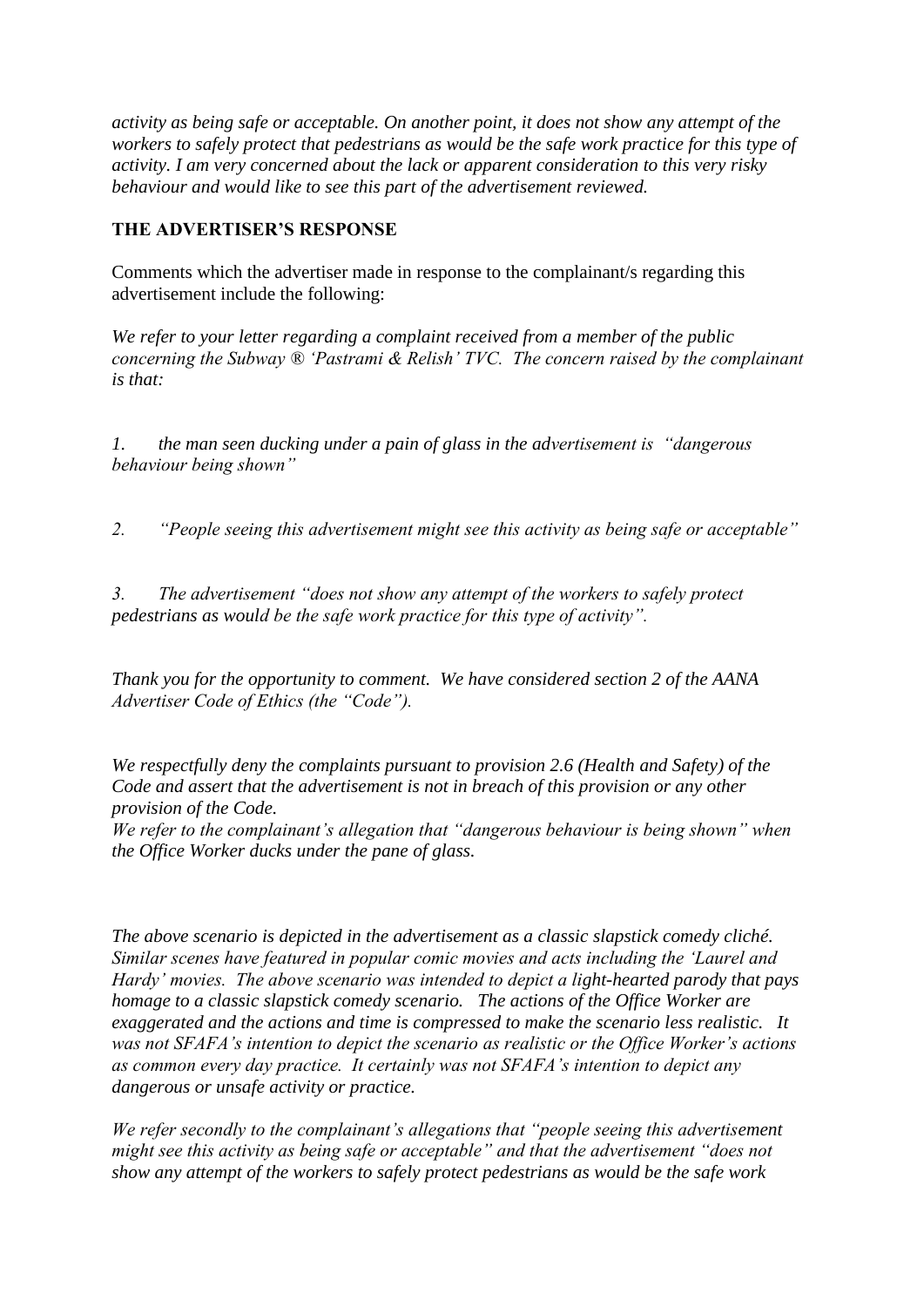*activity as being safe or acceptable. On another point, it does not show any attempt of the workers to safely protect that pedestrians as would be the safe work practice for this type of activity. I am very concerned about the lack or apparent consideration to this very risky behaviour and would like to see this part of the advertisement reviewed.*

**THE ADVERTISER'S RESPONSE**

Comments which the advertiser made in response to the complainant/s regarding this advertisement include the following:

*We refer to your letter regarding a complaint received from a member of the public concerning the Subway ® 'Pastrami & Relish' TVC. The concern raised by the complainant is that:*

*1. the man seen ducking under a pain of glass in the advertisement is "dangerous behaviour being shown"*

*2. "People seeing this advertisement might see this activity as being safe or acceptable"*

*3. The advertisement "does not show any attempt of the workers to safely protect pedestrians as would be the safe work practice for this type of activity".*

*Thank you for the opportunity to comment. We have considered section 2 of the AANA Advertiser Code of Ethics (the "Code").*

*We respectfully deny the complaints pursuant to provision 2.6 (Health and Safety) of the Code and assert that the advertisement is not in breach of this provision or any other provision of the Code.*
*We refer to the complainant's allegation that "dangerous behaviour is being shown" when the Office Worker ducks under the pane of glass.*

*The above scenario is depicted in the advertisement as a classic slapstick comedy cliché. Similar scenes have featured in popular comic movies and acts including the 'Laurel and Hardy' movies. The above scenario was intended to depict a light-hearted parody that pays homage to a classic slapstick comedy scenario. The actions of the Office Worker are exaggerated and the actions and time is compressed to make the scenario less realistic. It was not SFAFA's intention to depict the scenario as realistic or the Office Worker's actions as common every day practice. It certainly was not SFAFA's intention to depict any dangerous or unsafe activity or practice.*

*We refer secondly to the complainant's allegations that "people seeing this advertisement might see this activity as being safe or acceptable" and that the advertisement "does not show any attempt of the workers to safely protect pedestrians as would be the safe work*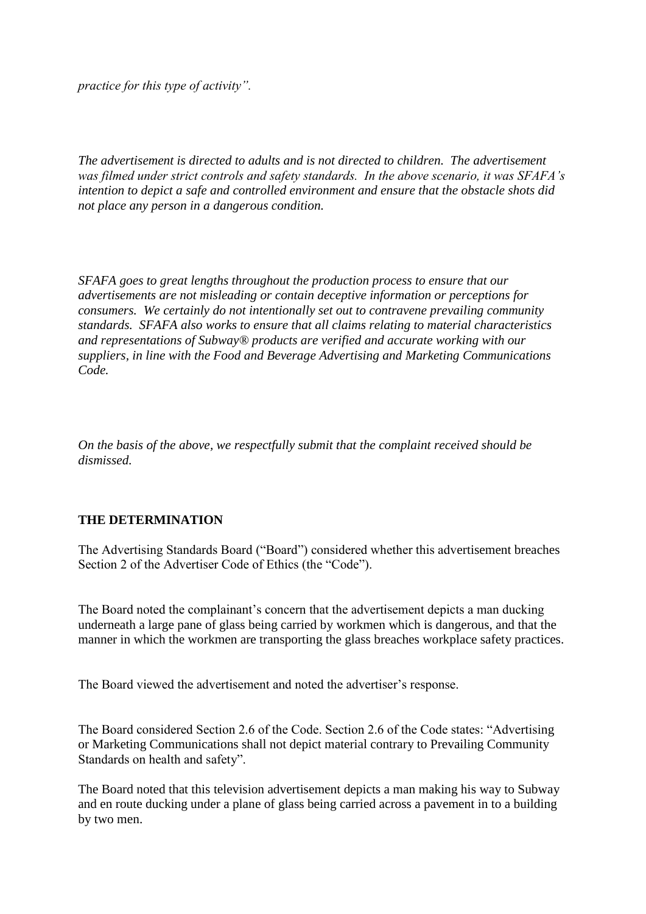*practice for this type of activity".*

*The advertisement is directed to adults and is not directed to children. The advertisement was filmed under strict controls and safety standards. In the above scenario, it was SFAFA's intention to depict a safe and controlled environment and ensure that the obstacle shots did not place any person in a dangerous condition.*

*SFAFA goes to great lengths throughout the production process to ensure that our advertisements are not misleading or contain deceptive information or perceptions for consumers. We certainly do not intentionally set out to contravene prevailing community standards. SFAFA also works to ensure that all claims relating to material characteristics and representations of Subway® products are verified and accurate working with our suppliers, in line with the Food and Beverage Advertising and Marketing Communications Code.*

*On the basis of the above, we respectfully submit that the complaint received should be dismissed.*

**THE DETERMINATION**

The Advertising Standards Board ("Board") considered whether this advertisement breaches Section 2 of the Advertiser Code of Ethics (the "Code").

The Board noted the complainant's concern that the advertisement depicts a man ducking underneath a large pane of glass being carried by workmen which is dangerous, and that the manner in which the workmen are transporting the glass breaches workplace safety practices.

The Board viewed the advertisement and noted the advertiser's response.

The Board considered Section 2.6 of the Code. Section 2.6 of the Code states: "Advertising or Marketing Communications shall not depict material contrary to Prevailing Community Standards on health and safety".

The Board noted that this television advertisement depicts a man making his way to Subway and en route ducking under a plane of glass being carried across a pavement in to a building by two men.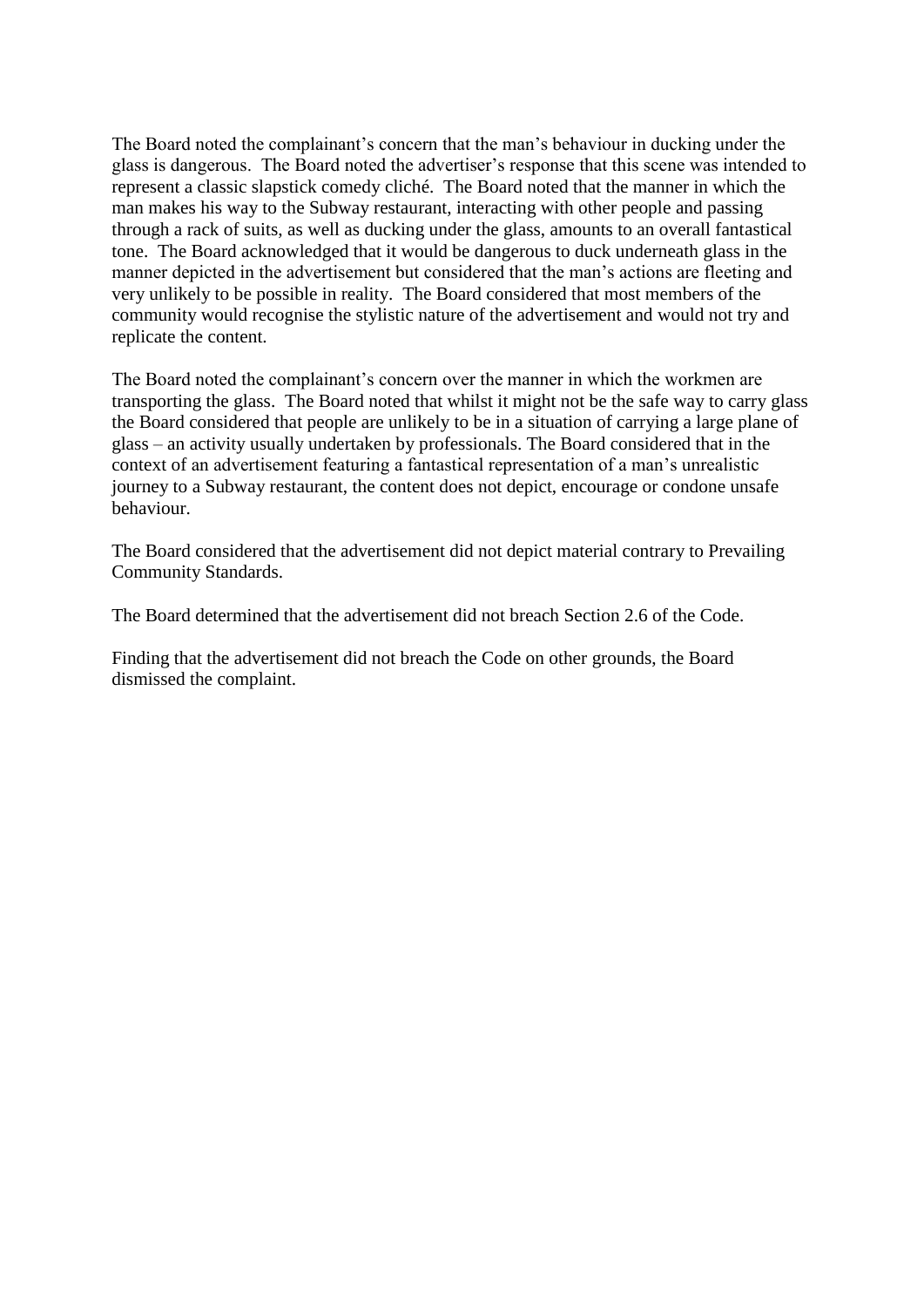The Board noted the complainant's concern that the man's behaviour in ducking under the glass is dangerous. The Board noted the advertiser's response that this scene was intended to represent a classic slapstick comedy cliché. The Board noted that the manner in which the man makes his way to the Subway restaurant, interacting with other people and passing through a rack of suits, as well as ducking under the glass, amounts to an overall fantastical tone. The Board acknowledged that it would be dangerous to duck underneath glass in the manner depicted in the advertisement but considered that the man's actions are fleeting and very unlikely to be possible in reality. The Board considered that most members of the community would recognise the stylistic nature of the advertisement and would not try and replicate the content.

The Board noted the complainant's concern over the manner in which the workmen are transporting the glass. The Board noted that whilst it might not be the safe way to carry glass the Board considered that people are unlikely to be in a situation of carrying a large plane of glass – an activity usually undertaken by professionals. The Board considered that in the context of an advertisement featuring a fantastical representation of a man's unrealistic journey to a Subway restaurant, the content does not depict, encourage or condone unsafe behaviour.

The Board considered that the advertisement did not depict material contrary to Prevailing Community Standards.

The Board determined that the advertisement did not breach Section 2.6 of the Code.

Finding that the advertisement did not breach the Code on other grounds, the Board dismissed the complaint.